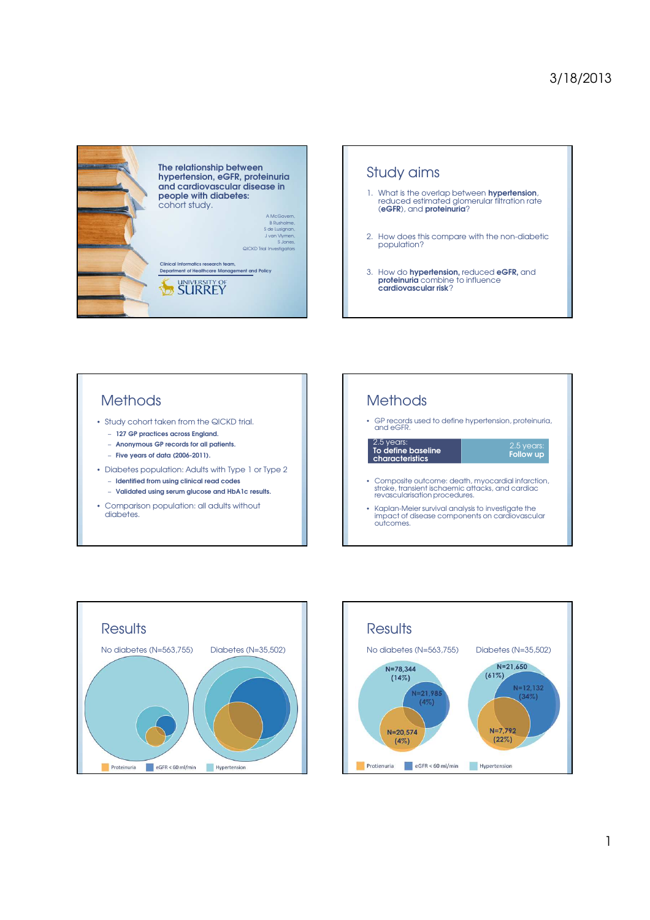## The relationship between hypertension, eGFR, proteinuria and cardiovascular disease in people with diabetes:

cohort study.

A McGovern,
B Rusholme,
S de Lusignan,
J van Vlymen,
S Jones,
QICKD Trial investigators

Clinical Informatics research team,
Department of Healthcare Management and Policy

UNIVERSITY OF SURREY

## Study aims

1. What is the overlap between **hypertension**, reduced estimated glomerular filtration rate (**eGFR**), and **proteinuria**?
2. How does this compare with the non-diabetic population?
3. How do **hypertension**, reduced **eGFR**, and **proteinuria** combine to influence **cardiovascular risk**?

## Methods

- Study cohort taken from the QICKD trial.
  - **127 GP practices across England.**
  - **Anonymous GP records for all patients.**
  - **Five years of data (2006-2011).**
- Diabetes population: Adults with Type 1 or Type 2
  - **Identified from using clinical read codes**
  - **Validated using serum glucose and HbA1c results.**
- Comparison population: all adults without diabetes.

## Methods

- GP records used to define hypertension, proteinuria, and eGFR.

| 2.5 years: **To define baseline characteristics** | 2.5 years: **Follow up** |
|---|---|

- Composite outcome: death, myocardial infarction, stroke, transient ischaemic attacks, and cardiac revascularisation procedures.
- Kaplan-Meier survival analysis to investigate the impact of disease components on cardiovascular outcomes.

## Results

No diabetes (N=563,755) Diabetes (N=35,502)

Proteinuria eGFR < 60 ml/min Hypertension

## Results

No diabetes (N=563,755)

N=78,344 (14%)

N=21,985 (4%)

N=20,574 (4%)

Diabetes (N=35,502)

N=21,650 (61%)

N=12,132 (34%)

N=7,792 (22%)

Proteinuria eGFR < 60 ml/min Hypertension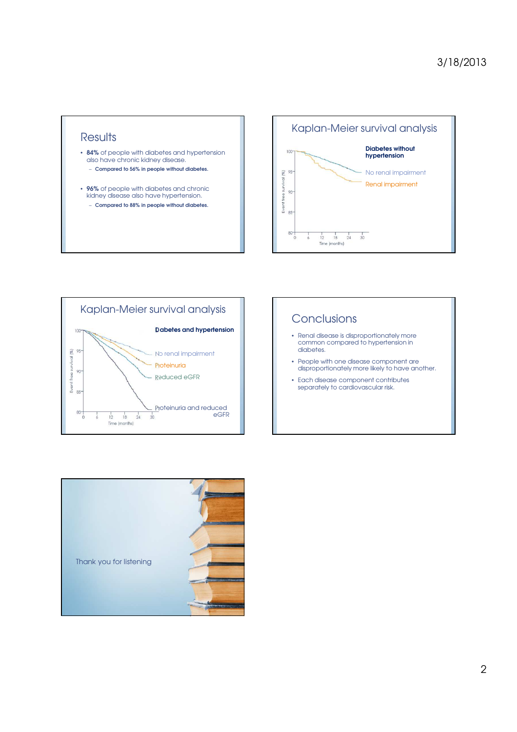## Results

- **84%** of people with diabetes and hypertension also have chronic kidney disease.
  - **Compared to 56% in people without diabetes.**
- **96%** of people with diabetes and chronic kidney disease also have hypertension.
  - **Compared to 88% in people without diabetes.**

## Kaplan-Meier survival analysis

**Diabetes without hypertension**

No renal impairment

Renal impairment

Event free survival (%)

100
95
90
85
80

0 6 12 18 24 30

Time (months)

## Kaplan-Meier survival analysis

**Diabetes and hypertension**

No renal impairment

Proteinuria

Reduced eGFR

Proteinuria and reduced eGFR

Event free survival (%)

100
95
90
85
80

0 6 12 18 24 30

Time (months)

## Conclusions

- Renal disease is disproportionately more common compared to hypertension in diabetes.
- People with one disease component are disproportionately more likely to have another.
- Each disease component contributes separately to cardiovascular risk.

Thank you for listening